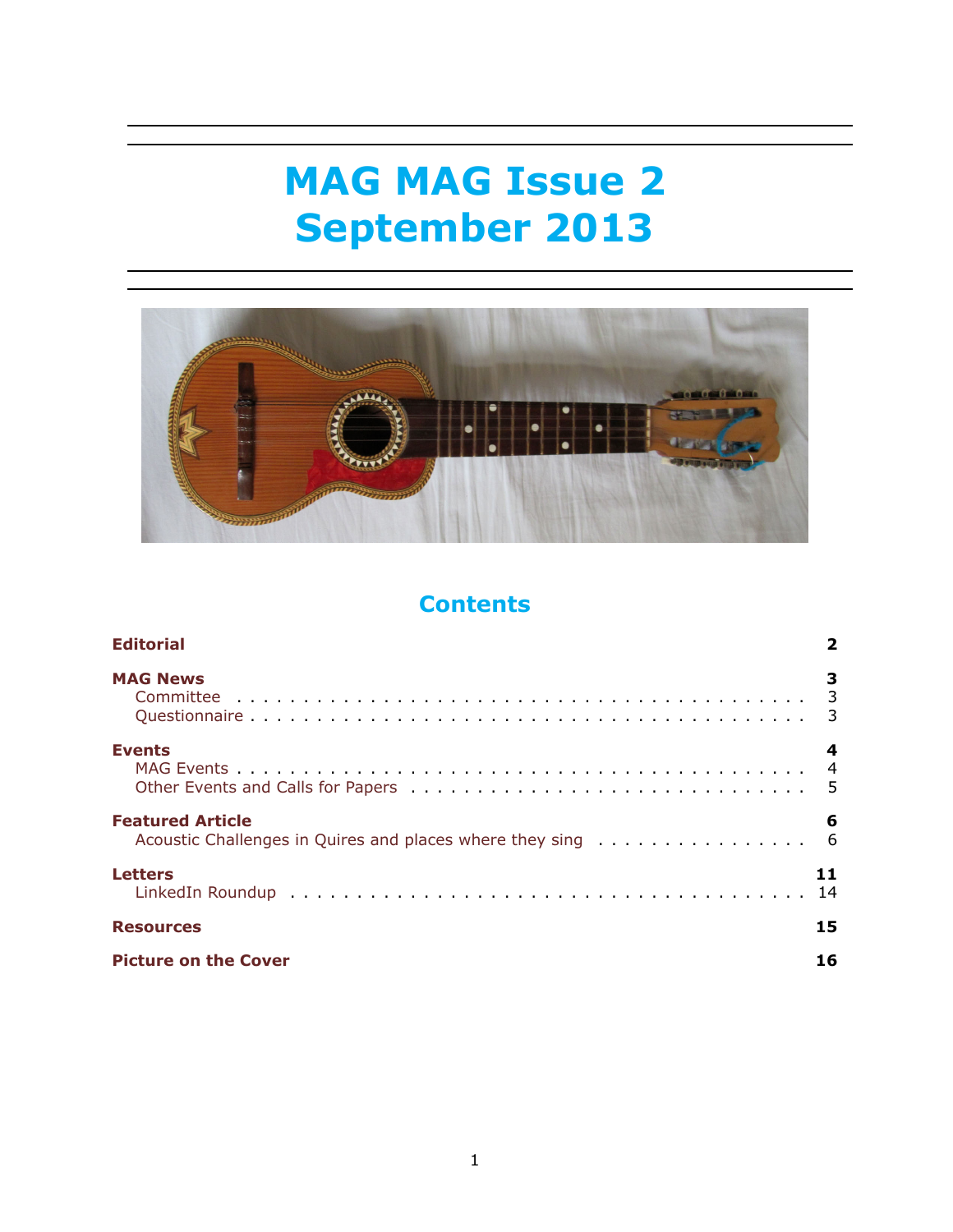# MAG MAG Issue 2
# September 2013

## Contents

**Editorial** 2

**MAG News** 3
- Committee 3
- Questionnaire 3

**Events** 4
- MAG Events 4
- Other Events and Calls for Papers 5

**Featured Article** 6
- Acoustic Challenges in Quires and places where they sing 6

**Letters** 11
- LinkedIn Roundup 14

**Resources** 15

**Picture on the Cover** 16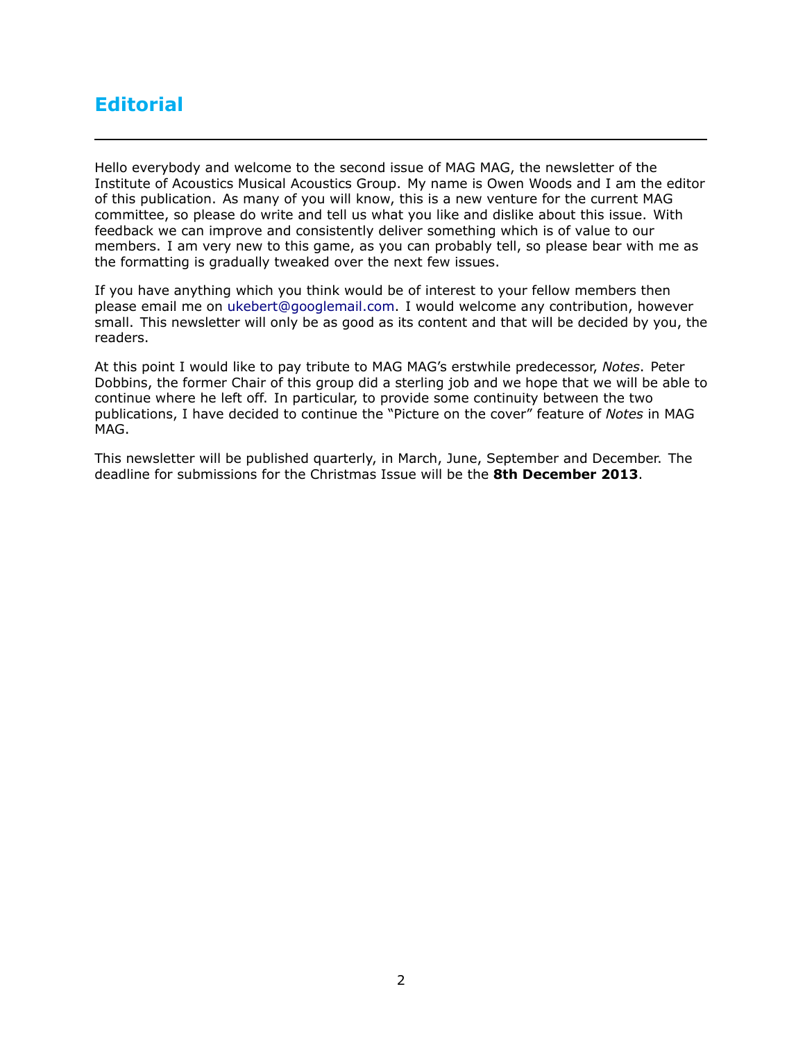# Editorial

Hello everybody and welcome to the second issue of MAG MAG, the newsletter of the Institute of Acoustics Musical Acoustics Group. My name is Owen Woods and I am the editor of this publication. As many of you will know, this is a new venture for the current MAG committee, so please do write and tell us what you like and dislike about this issue. With feedback we can improve and consistently deliver something which is of value to our members. I am very new to this game, as you can probably tell, so please bear with me as the formatting is gradually tweaked over the next few issues.

If you have anything which you think would be of interest to your fellow members then please email me on ukebert@googlemail.com. I would welcome any contribution, however small. This newsletter will only be as good as its content and that will be decided by you, the readers.

At this point I would like to pay tribute to MAG MAG's erstwhile predecessor, *Notes*. Peter Dobbins, the former Chair of this group did a sterling job and we hope that we will be able to continue where he left off. In particular, to provide some continuity between the two publications, I have decided to continue the "Picture on the cover" feature of *Notes* in MAG MAG.

This newsletter will be published quarterly, in March, June, September and December. The deadline for submissions for the Christmas Issue will be the **8th December 2013**.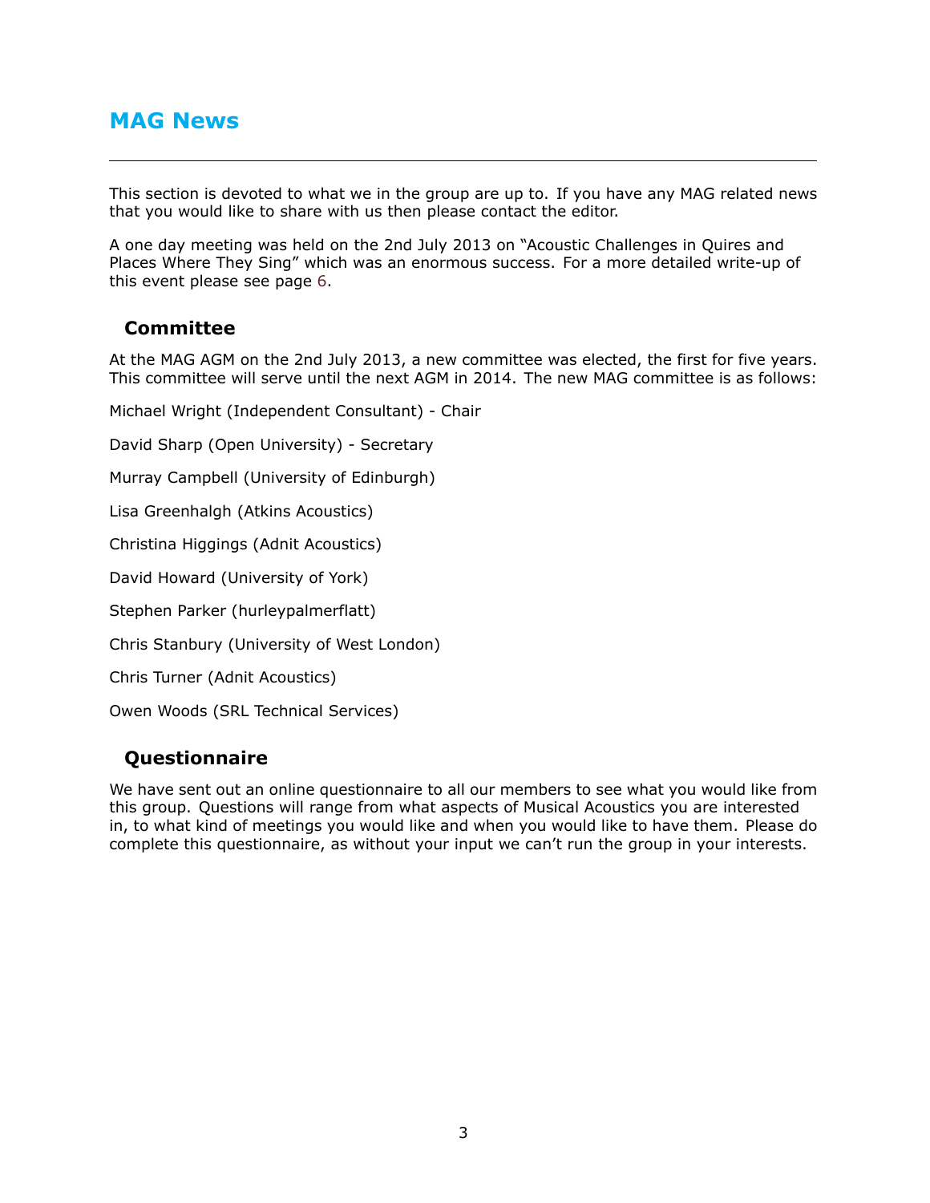# MAG News

This section is devoted to what we in the group are up to. If you have any MAG related news that you would like to share with us then please contact the editor.

A one day meeting was held on the 2nd July 2013 on "Acoustic Challenges in Quires and Places Where They Sing" which was an enormous success. For a more detailed write-up of this event please see page 6.

## Committee

At the MAG AGM on the 2nd July 2013, a new committee was elected, the first for five years. This committee will serve until the next AGM in 2014. The new MAG committee is as follows:

Michael Wright (Independent Consultant) - Chair

David Sharp (Open University) - Secretary

Murray Campbell (University of Edinburgh)

Lisa Greenhalgh (Atkins Acoustics)

Christina Higgings (Adnit Acoustics)

David Howard (University of York)

Stephen Parker (hurleypalmerflatt)

Chris Stanbury (University of West London)

Chris Turner (Adnit Acoustics)

Owen Woods (SRL Technical Services)

## Questionnaire

We have sent out an online questionnaire to all our members to see what you would like from this group. Questions will range from what aspects of Musical Acoustics you are interested in, to what kind of meetings you would like and when you would like to have them. Please do complete this questionnaire, as without your input we can't run the group in your interests.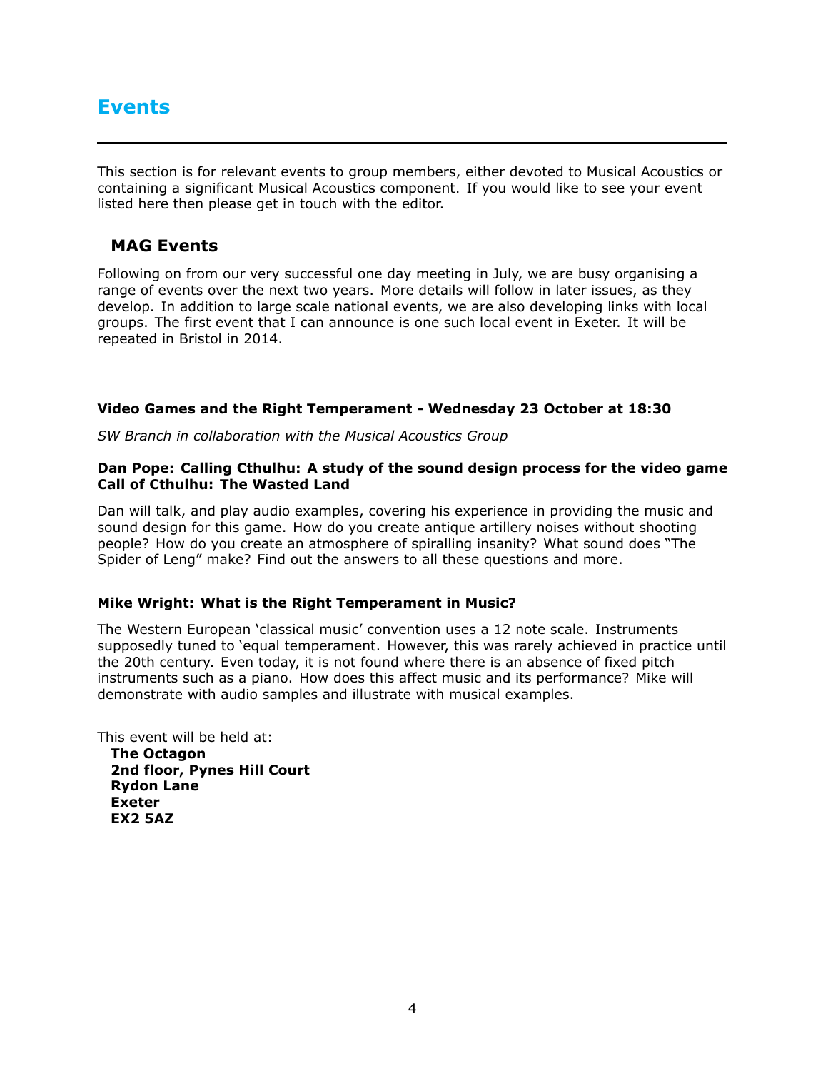# Events

This section is for relevant events to group members, either devoted to Musical Acoustics or containing a significant Musical Acoustics component. If you would like to see your event listed here then please get in touch with the editor.

## MAG Events

Following on from our very successful one day meeting in July, we are busy organising a range of events over the next two years. More details will follow in later issues, as they develop. In addition to large scale national events, we are also developing links with local groups. The first event that I can announce is one such local event in Exeter. It will be repeated in Bristol in 2014.

**Video Games and the Right Temperament - Wednesday 23 October at 18:30**

*SW Branch in collaboration with the Musical Acoustics Group*

**Dan Pope: Calling Cthulhu: A study of the sound design process for the video game Call of Cthulhu: The Wasted Land**

Dan will talk, and play audio examples, covering his experience in providing the music and sound design for this game. How do you create antique artillery noises without shooting people? How do you create an atmosphere of spiralling insanity? What sound does "The Spider of Leng" make? Find out the answers to all these questions and more.

**Mike Wright: What is the Right Temperament in Music?**

The Western European 'classical music' convention uses a 12 note scale. Instruments supposedly tuned to 'equal temperament. However, this was rarely achieved in practice until the 20th century. Even today, it is not found where there is an absence of fixed pitch instruments such as a piano. How does this affect music and its performance? Mike will demonstrate with audio samples and illustrate with musical examples.

This event will be held at:

**The Octagon**
**2nd floor, Pynes Hill Court**
**Rydon Lane**
**Exeter**
**EX2 5AZ**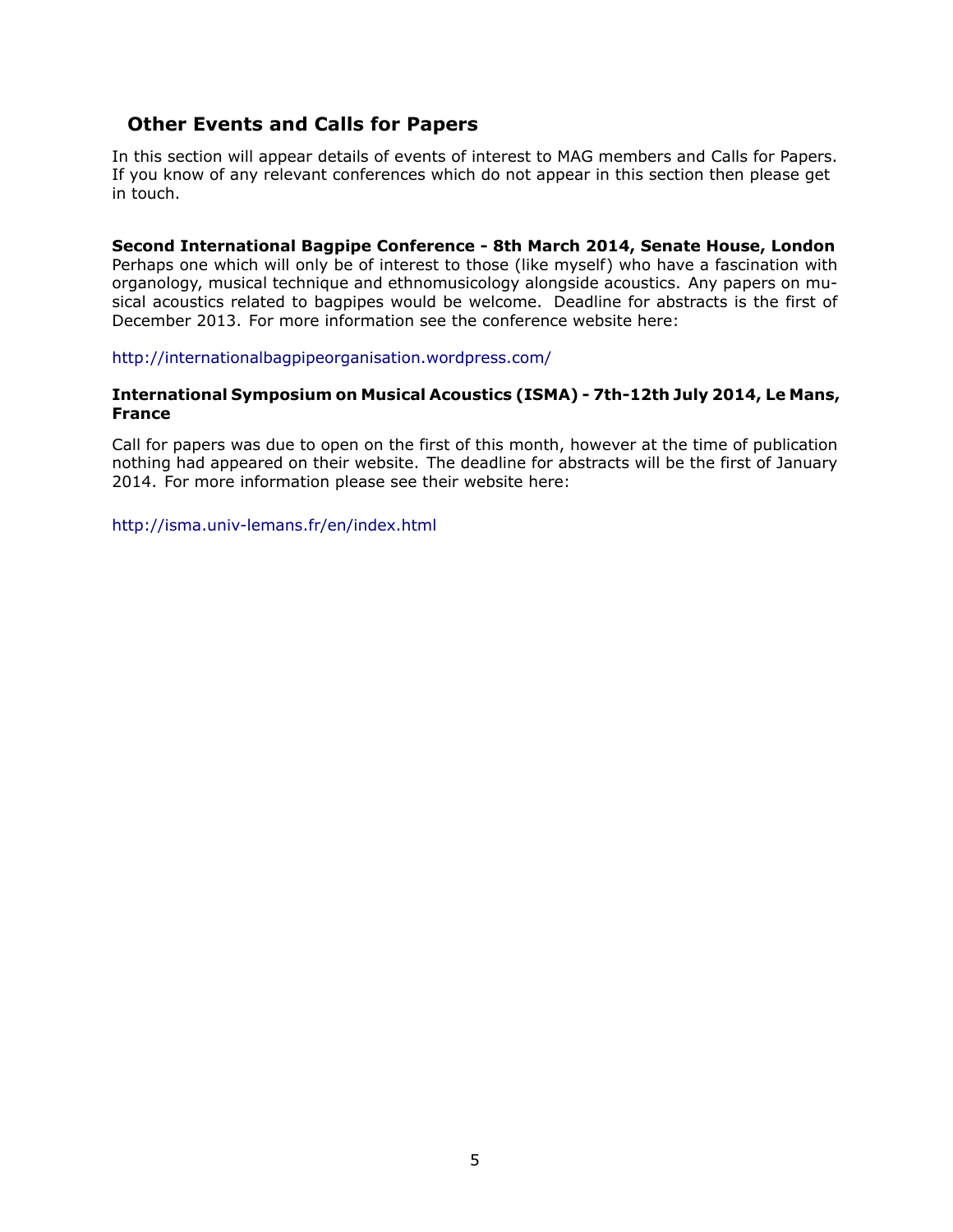## Other Events and Calls for Papers

In this section will appear details of events of interest to MAG members and Calls for Papers. If you know of any relevant conferences which do not appear in this section then please get in touch.

**Second International Bagpipe Conference - 8th March 2014, Senate House, London**
Perhaps one which will only be of interest to those (like myself) who have a fascination with organology, musical technique and ethnomusicology alongside acoustics. Any papers on musical acoustics related to bagpipes would be welcome. Deadline for abstracts is the first of December 2013. For more information see the conference website here:

http://internationalbagpipeorganisation.wordpress.com/

**International Symposium on Musical Acoustics (ISMA) - 7th-12th July 2014, Le Mans, France**

Call for papers was due to open on the first of this month, however at the time of publication nothing had appeared on their website. The deadline for abstracts will be the first of January 2014. For more information please see their website here:

http://isma.univ-lemans.fr/en/index.html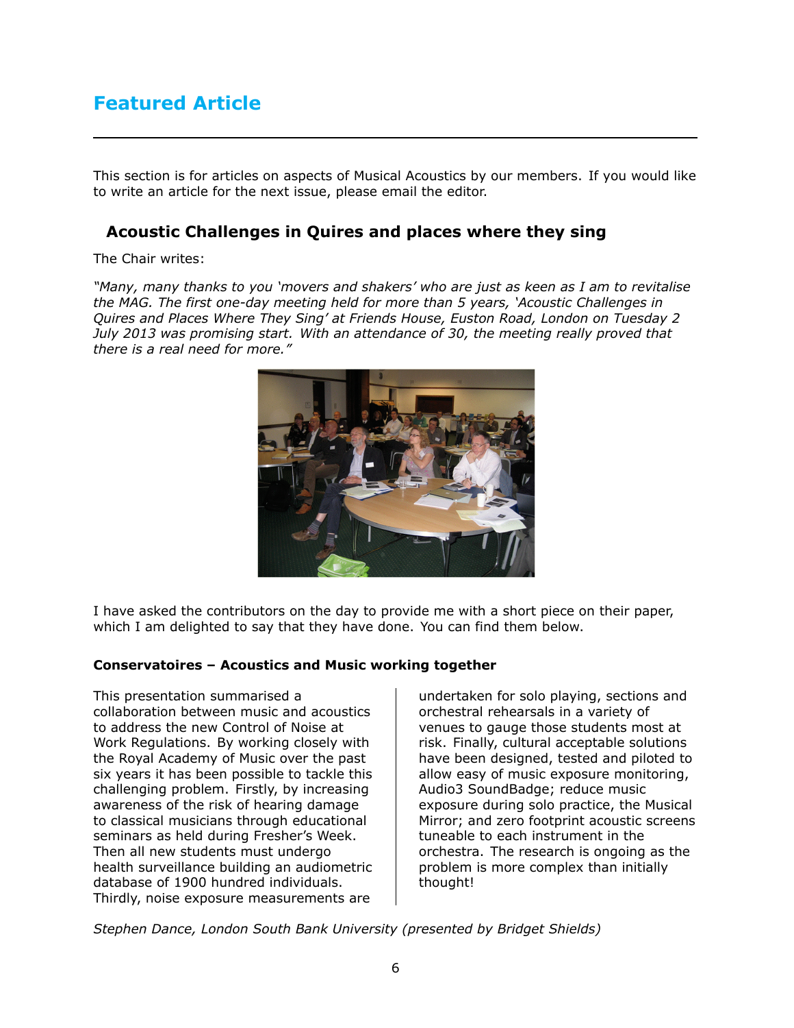# Featured Article

This section is for articles on aspects of Musical Acoustics by our members. If you would like to write an article for the next issue, please email the editor.

## Acoustic Challenges in Quires and places where they sing

The Chair writes:

*"Many, many thanks to you 'movers and shakers' who are just as keen as I am to revitalise the MAG. The first one-day meeting held for more than 5 years, 'Acoustic Challenges in Quires and Places Where They Sing' at Friends House, Euston Road, London on Tuesday 2 July 2013 was promising start. With an attendance of 30, the meeting really proved that there is a real need for more."*

I have asked the contributors on the day to provide me with a short piece on their paper, which I am delighted to say that they have done. You can find them below.

### Conservatoires – Acoustics and Music working together

This presentation summarised a collaboration between music and acoustics to address the new Control of Noise at Work Regulations. By working closely with the Royal Academy of Music over the past six years it has been possible to tackle this challenging problem. Firstly, by increasing awareness of the risk of hearing damage to classical musicians through educational seminars as held during Fresher's Week. Then all new students must undergo health surveillance building an audiometric database of 1900 hundred individuals. Thirdly, noise exposure measurements are undertaken for solo playing, sections and orchestral rehearsals in a variety of venues to gauge those students most at risk. Finally, cultural acceptable solutions have been designed, tested and piloted to allow easy of music exposure monitoring, Audio3 SoundBadge; reduce music exposure during solo practice, the Musical Mirror; and zero footprint acoustic screens tuneable to each instrument in the orchestra. The research is ongoing as the problem is more complex than initially thought!

*Stephen Dance, London South Bank University (presented by Bridget Shields)*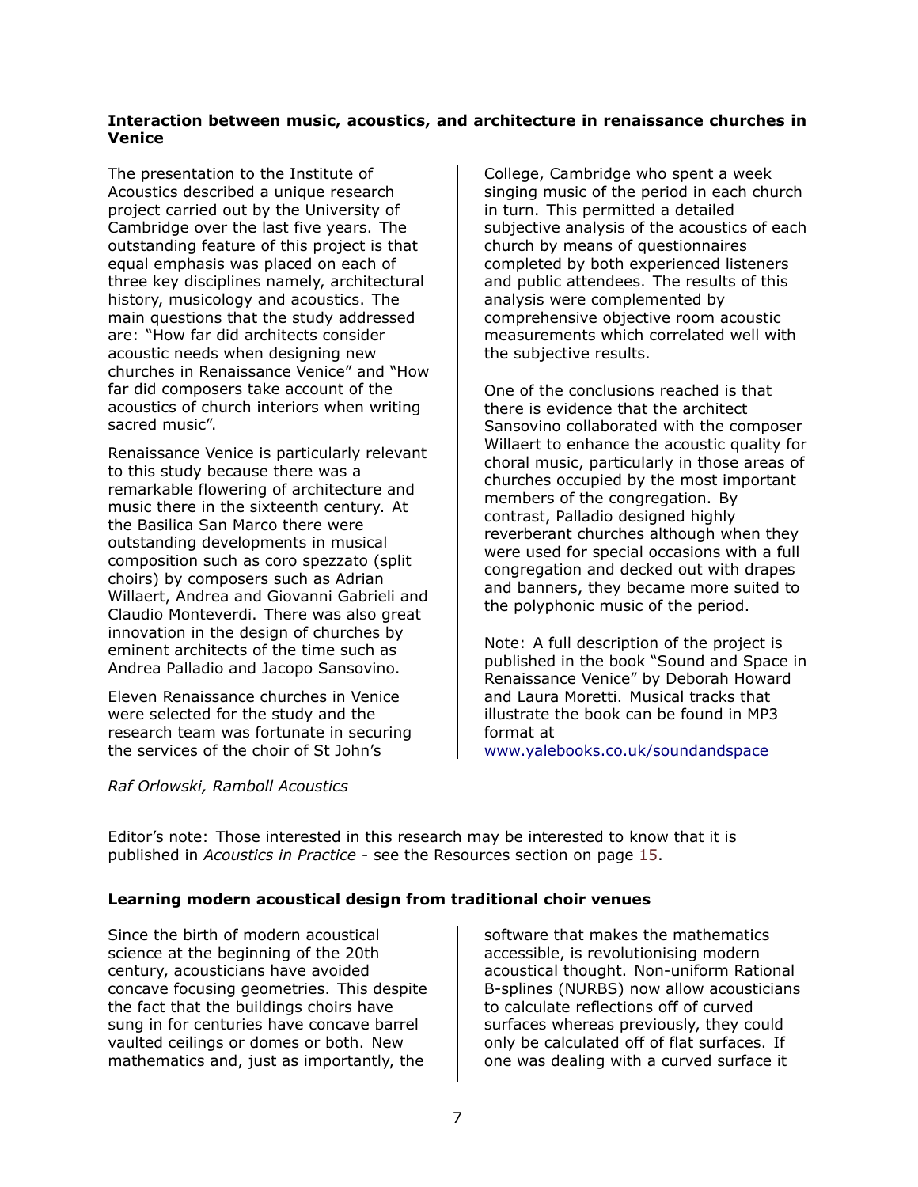### Interaction between music, acoustics, and architecture in renaissance churches in Venice

The presentation to the Institute of Acoustics described a unique research project carried out by the University of Cambridge over the last five years. The outstanding feature of this project is that equal emphasis was placed on each of three key disciplines namely, architectural history, musicology and acoustics. The main questions that the study addressed are: "How far did architects consider acoustic needs when designing new churches in Renaissance Venice" and "How far did composers take account of the acoustics of church interiors when writing sacred music".

Renaissance Venice is particularly relevant to this study because there was a remarkable flowering of architecture and music there in the sixteenth century. At the Basilica San Marco there were outstanding developments in musical composition such as coro spezzato (split choirs) by composers such as Adrian Willaert, Andrea and Giovanni Gabrieli and Claudio Monteverdi. There was also great innovation in the design of churches by eminent architects of the time such as Andrea Palladio and Jacopo Sansovino.

Eleven Renaissance churches in Venice were selected for the study and the research team was fortunate in securing the services of the choir of St John's College, Cambridge who spent a week singing music of the period in each church in turn. This permitted a detailed subjective analysis of the acoustics of each church by means of questionnaires completed by both experienced listeners and public attendees. The results of this analysis were complemented by comprehensive objective room acoustic measurements which correlated well with the subjective results.

One of the conclusions reached is that there is evidence that the architect Sansovino collaborated with the composer Willaert to enhance the acoustic quality for choral music, particularly in those areas of churches occupied by the most important members of the congregation. By contrast, Palladio designed highly reverberant churches although when they were used for special occasions with a full congregation and decked out with drapes and banners, they became more suited to the polyphonic music of the period.

Note: A full description of the project is published in the book "Sound and Space in Renaissance Venice" by Deborah Howard and Laura Moretti. Musical tracks that illustrate the book can be found in MP3 format at www.yalebooks.co.uk/soundandspace

*Raf Orlowski, Ramboll Acoustics*

Editor's note: Those interested in this research may be interested to know that it is published in *Acoustics in Practice* - see the Resources section on page 15.

### Learning modern acoustical design from traditional choir venues

Since the birth of modern acoustical science at the beginning of the 20th century, acousticians have avoided concave focusing geometries. This despite the fact that the buildings choirs have sung in for centuries have concave barrel vaulted ceilings or domes or both. New mathematics and, just as importantly, the software that makes the mathematics accessible, is revolutionising modern acoustical thought. Non-uniform Rational B-splines (NURBS) now allow acousticians to calculate reflections off of curved surfaces whereas previously, they could only be calculated off of flat surfaces. If one was dealing with a curved surface it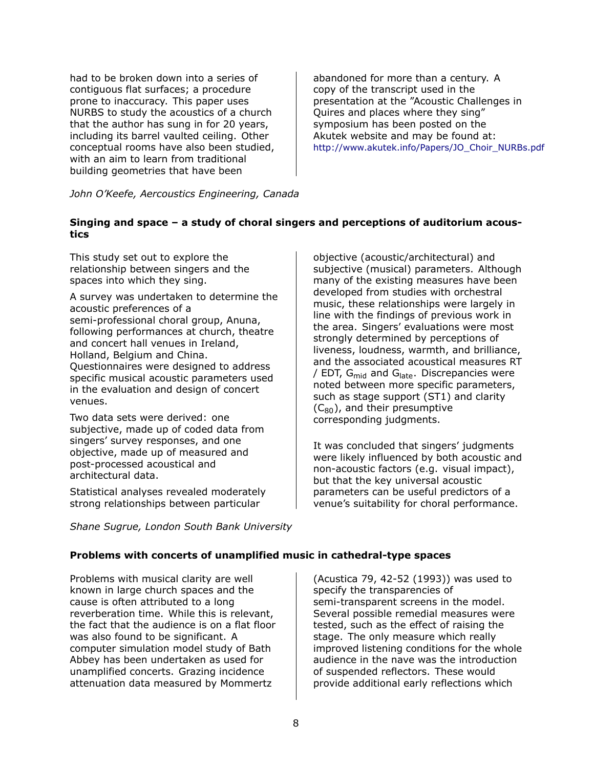had to be broken down into a series of contiguous flat surfaces; a procedure prone to inaccuracy. This paper uses NURBS to study the acoustics of a church that the author has sung in for 20 years, including its barrel vaulted ceiling. Other conceptual rooms have also been studied, with an aim to learn from traditional building geometries that have been abandoned for more than a century. A copy of the transcript used in the presentation at the "Acoustic Challenges in Quires and places where they sing" symposium has been posted on the Akutek website and may be found at: http://www.akutek.info/Papers/JO_Choir_NURBs.pdf

*John O'Keefe, Aercoustics Engineering, Canada*

### Singing and space – a study of choral singers and perceptions of auditorium acoustics

This study set out to explore the relationship between singers and the spaces into which they sing.

A survey was undertaken to determine the acoustic preferences of a semi-professional choral group, Anuna, following performances at church, theatre and concert hall venues in Ireland, Holland, Belgium and China. Questionnaires were designed to address specific musical acoustic parameters used in the evaluation and design of concert venues.

Two data sets were derived: one subjective, made up of coded data from singers' survey responses, and one objective, made up of measured and post-processed acoustical and architectural data.

Statistical analyses revealed moderately strong relationships between particular objective (acoustic/architectural) and subjective (musical) parameters. Although many of the existing measures have been developed from studies with orchestral music, these relationships were largely in line with the findings of previous work in the area. Singers' evaluations were most strongly determined by perceptions of liveness, loudness, warmth, and brilliance, and the associated acoustical measures RT / EDT, $G_{mid}$ and $G_{late}$. Discrepancies were noted between more specific parameters, such as stage support (ST1) and clarity ($C_{80}$), and their presumptive corresponding judgments.

It was concluded that singers' judgments were likely influenced by both acoustic and non-acoustic factors (e.g. visual impact), but that the key universal acoustic parameters can be useful predictors of a venue's suitability for choral performance.

*Shane Sugrue, London South Bank University*

### Problems with concerts of unamplified music in cathedral-type spaces

Problems with musical clarity are well known in large church spaces and the cause is often attributed to a long reverberation time. While this is relevant, the fact that the audience is on a flat floor was also found to be significant. A computer simulation model study of Bath Abbey has been undertaken as used for unamplified concerts. Grazing incidence attenuation data measured by Mommertz (Acustica 79, 42-52 (1993)) was used to specify the transparencies of semi-transparent screens in the model. Several possible remedial measures were tested, such as the effect of raising the stage. The only measure which really improved listening conditions for the whole audience in the nave was the introduction of suspended reflectors. These would provide additional early reflections which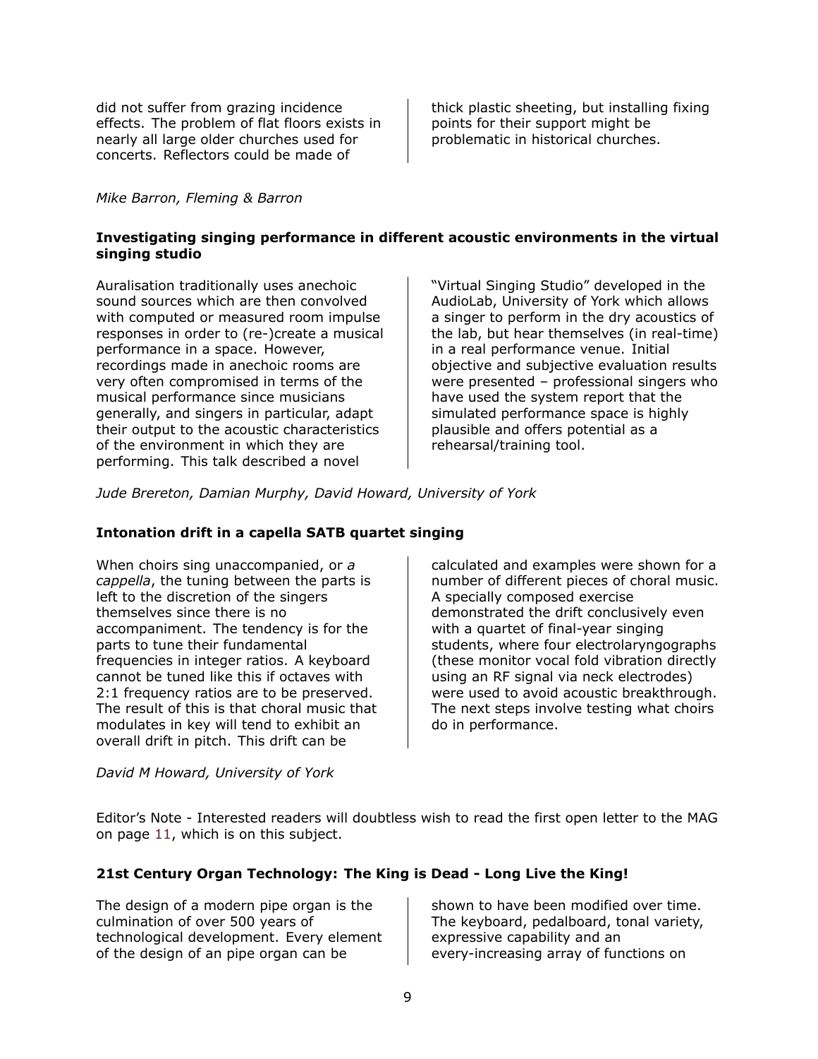did not suffer from grazing incidence effects. The problem of flat floors exists in nearly all large older churches used for concerts. Reflectors could be made of thick plastic sheeting, but installing fixing points for their support might be problematic in historical churches.

*Mike Barron, Fleming & Barron*

**Investigating singing performance in different acoustic environments in the virtual singing studio**

Auralisation traditionally uses anechoic sound sources which are then convolved with computed or measured room impulse responses in order to (re-)create a musical performance in a space. However, recordings made in anechoic rooms are very often compromised in terms of the musical performance since musicians generally, and singers in particular, adapt their output to the acoustic characteristics of the environment in which they are performing. This talk described a novel "Virtual Singing Studio" developed in the AudioLab, University of York which allows a singer to perform in the dry acoustics of the lab, but hear themselves (in real-time) in a real performance venue. Initial objective and subjective evaluation results were presented – professional singers who have used the system report that the simulated performance space is highly plausible and offers potential as a rehearsal/training tool.

*Jude Brereton, Damian Murphy, David Howard, University of York*

**Intonation drift in a capella SATB quartet singing**

When choirs sing unaccompanied, or *a cappella*, the tuning between the parts is left to the discretion of the singers themselves since there is no accompaniment. The tendency is for the parts to tune their fundamental frequencies in integer ratios. A keyboard cannot be tuned like this if octaves with 2:1 frequency ratios are to be preserved. The result of this is that choral music that modulates in key will tend to exhibit an overall drift in pitch. This drift can be calculated and examples were shown for a number of different pieces of choral music. A specially composed exercise demonstrated the drift conclusively even with a quartet of final-year singing students, where four electrolaryngographs (these monitor vocal fold vibration directly using an RF signal via neck electrodes) were used to avoid acoustic breakthrough. The next steps involve testing what choirs do in performance.

*David M Howard, University of York*

Editor's Note - Interested readers will doubtless wish to read the first open letter to the MAG on page 11, which is on this subject.

**21st Century Organ Technology: The King is Dead - Long Live the King!**

The design of a modern pipe organ is the culmination of over 500 years of technological development. Every element of the design of an pipe organ can be shown to have been modified over time. The keyboard, pedalboard, tonal variety, expressive capability and an every-increasing array of functions on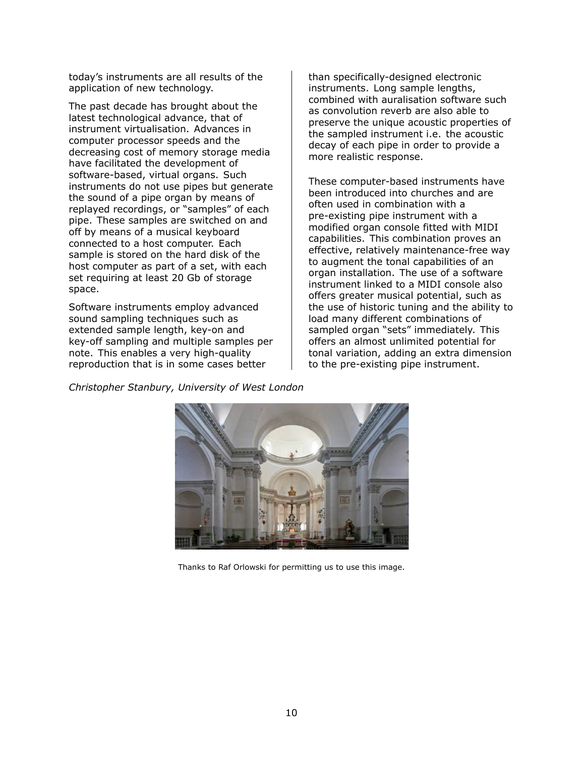today's instruments are all results of the application of new technology.

The past decade has brought about the latest technological advance, that of instrument virtualisation. Advances in computer processor speeds and the decreasing cost of memory storage media have facilitated the development of software-based, virtual organs. Such instruments do not use pipes but generate the sound of a pipe organ by means of replayed recordings, or "samples" of each pipe. These samples are switched on and off by means of a musical keyboard connected to a host computer. Each sample is stored on the hard disk of the host computer as part of a set, with each set requiring at least 20 Gb of storage space.

Software instruments employ advanced sound sampling techniques such as extended sample length, key-on and key-off sampling and multiple samples per note. This enables a very high-quality reproduction that is in some cases better than specifically-designed electronic instruments. Long sample lengths, combined with auralisation software such as convolution reverb are also able to preserve the unique acoustic properties of the sampled instrument i.e. the acoustic decay of each pipe in order to provide a more realistic response.

These computer-based instruments have been introduced into churches and are often used in combination with a pre-existing pipe instrument with a modified organ console fitted with MIDI capabilities. This combination proves an effective, relatively maintenance-free way to augment the tonal capabilities of an organ installation. The use of a software instrument linked to a MIDI console also offers greater musical potential, such as the use of historic tuning and the ability to load many different combinations of sampled organ "sets" immediately. This offers an almost unlimited potential for tonal variation, adding an extra dimension to the pre-existing pipe instrument.

*Christopher Stanbury, University of West London*

Thanks to Raf Orlowski for permitting us to use this image.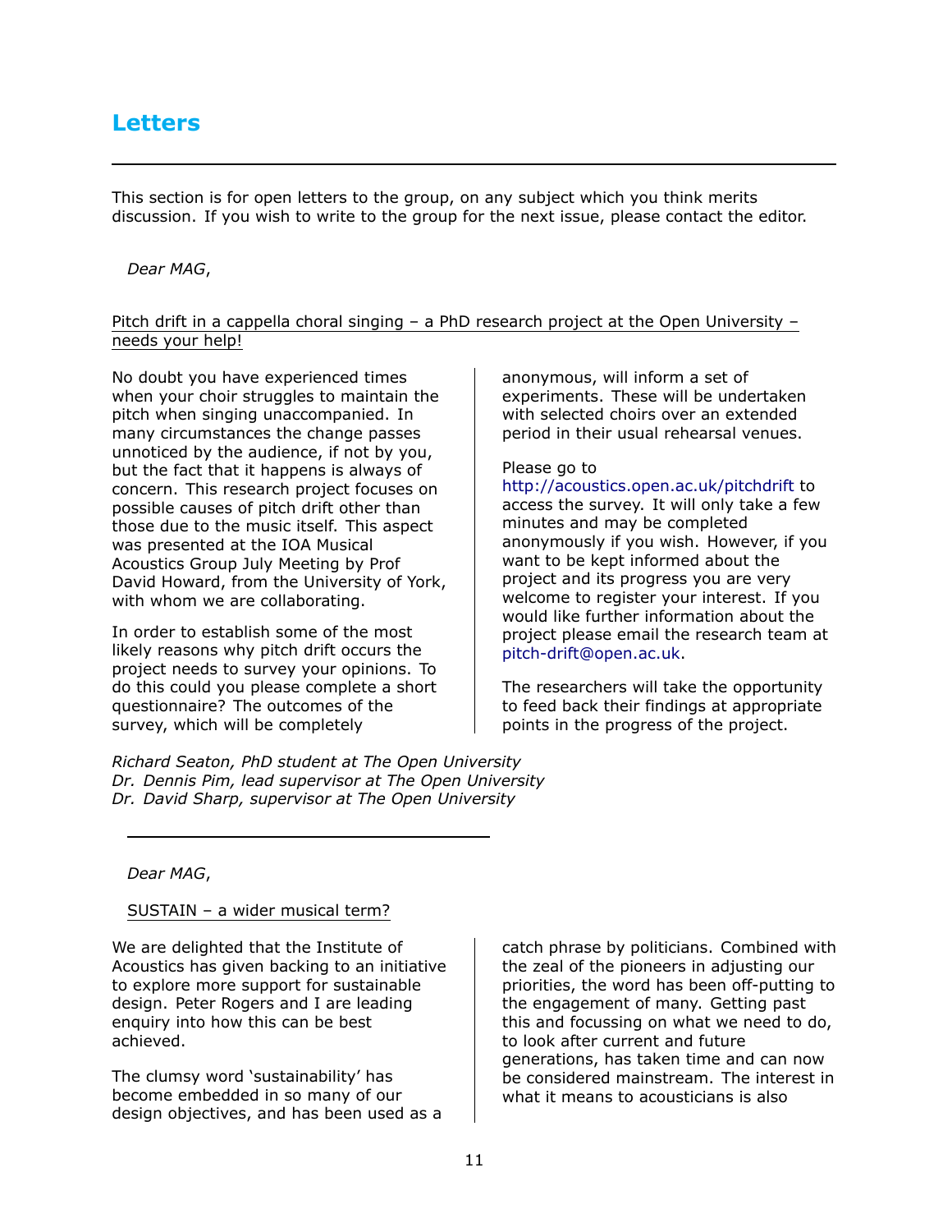# Letters

This section is for open letters to the group, on any subject which you think merits discussion. If you wish to write to the group for the next issue, please contact the editor.

*Dear MAG*,

Pitch drift in a cappella choral singing – a PhD research project at the Open University – needs your help!

No doubt you have experienced times when your choir struggles to maintain the pitch when singing unaccompanied. In many circumstances the change passes unnoticed by the audience, if not by you, but the fact that it happens is always of concern. This research project focuses on possible causes of pitch drift other than those due to the music itself. This aspect was presented at the IOA Musical Acoustics Group July Meeting by Prof David Howard, from the University of York, with whom we are collaborating.

In order to establish some of the most likely reasons why pitch drift occurs the project needs to survey your opinions. To do this could you please complete a short questionnaire? The outcomes of the survey, which will be completely anonymous, will inform a set of experiments. These will be undertaken with selected choirs over an extended period in their usual rehearsal venues.

Please go to http://acoustics.open.ac.uk/pitchdrift to access the survey. It will only take a few minutes and may be completed anonymously if you wish. However, if you want to be kept informed about the project and its progress you are very welcome to register your interest. If you would like further information about the project please email the research team at pitch-drift@open.ac.uk.

The researchers will take the opportunity to feed back their findings at appropriate points in the progress of the project.

*Richard Seaton, PhD student at The Open University*
*Dr. Dennis Pim, lead supervisor at The Open University*
*Dr. David Sharp, supervisor at The Open University*

---

*Dear MAG*,

SUSTAIN – a wider musical term?

We are delighted that the Institute of Acoustics has given backing to an initiative to explore more support for sustainable design. Peter Rogers and I are leading enquiry into how this can be best achieved.

The clumsy word 'sustainability' has become embedded in so many of our design objectives, and has been used as a catch phrase by politicians. Combined with the zeal of the pioneers in adjusting our priorities, the word has been off-putting to the engagement of many. Getting past this and focussing on what we need to do, to look after current and future generations, has taken time and can now be considered mainstream. The interest in what it means to acousticians is also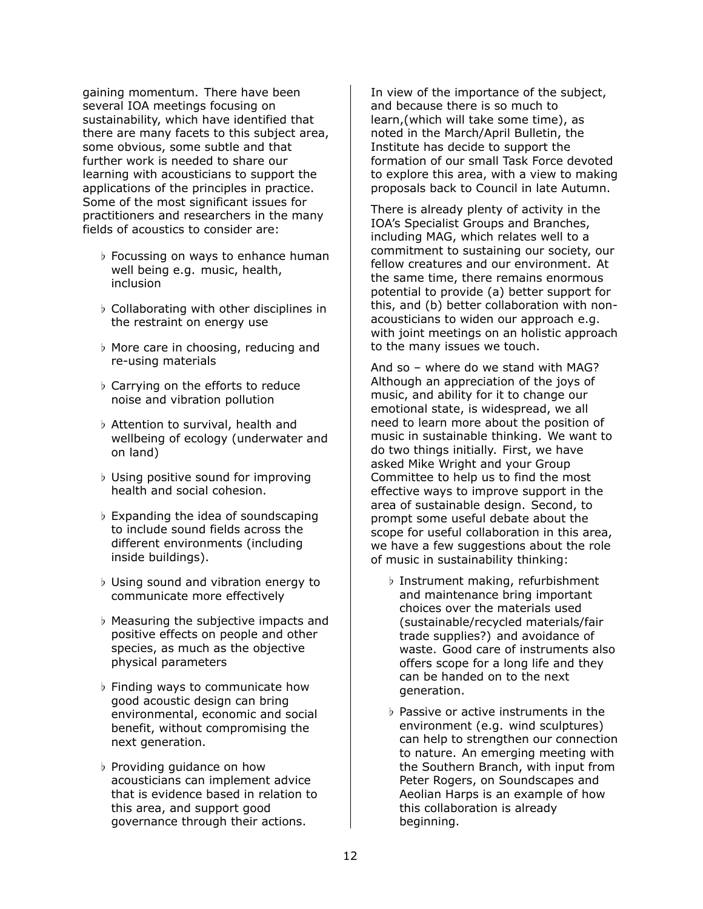gaining momentum. There have been several IOA meetings focusing on sustainability, which have identified that there are many facets to this subject area, some obvious, some subtle and that further work is needed to share our learning with acousticians to support the applications of the principles in practice. Some of the most significant issues for practitioners and researchers in the many fields of acoustics to consider are:

- Focussing on ways to enhance human well being e.g. music, health, inclusion
- Collaborating with other disciplines in the restraint on energy use
- More care in choosing, reducing and re-using materials
- Carrying on the efforts to reduce noise and vibration pollution
- Attention to survival, health and wellbeing of ecology (underwater and on land)
- Using positive sound for improving health and social cohesion.
- Expanding the idea of soundscaping to include sound fields across the different environments (including inside buildings).
- Using sound and vibration energy to communicate more effectively
- Measuring the subjective impacts and positive effects on people and other species, as much as the objective physical parameters
- Finding ways to communicate how good acoustic design can bring environmental, economic and social benefit, without compromising the next generation.
- Providing guidance on how acousticians can implement advice that is evidence based in relation to this area, and support good governance through their actions.

In view of the importance of the subject, and because there is so much to learn,(which will take some time), as noted in the March/April Bulletin, the Institute has decide to support the formation of our small Task Force devoted to explore this area, with a view to making proposals back to Council in late Autumn.

There is already plenty of activity in the IOA's Specialist Groups and Branches, including MAG, which relates well to a commitment to sustaining our society, our fellow creatures and our environment. At the same time, there remains enormous potential to provide (a) better support for this, and (b) better collaboration with non-acousticians to widen our approach e.g. with joint meetings on an holistic approach to the many issues we touch.

And so – where do we stand with MAG? Although an appreciation of the joys of music, and ability for it to change our emotional state, is widespread, we all need to learn more about the position of music in sustainable thinking. We want to do two things initially. First, we have asked Mike Wright and your Group Committee to help us to find the most effective ways to improve support in the area of sustainable design. Second, to prompt some useful debate about the scope for useful collaboration in this area, we have a few suggestions about the role of music in sustainability thinking:

- Instrument making, refurbishment and maintenance bring important choices over the materials used (sustainable/recycled materials/fair trade supplies?) and avoidance of waste. Good care of instruments also offers scope for a long life and they can be handed on to the next generation.
- Passive or active instruments in the environment (e.g. wind sculptures) can help to strengthen our connection to nature. An emerging meeting with the Southern Branch, with input from Peter Rogers, on Soundscapes and Aeolian Harps is an example of how this collaboration is already beginning.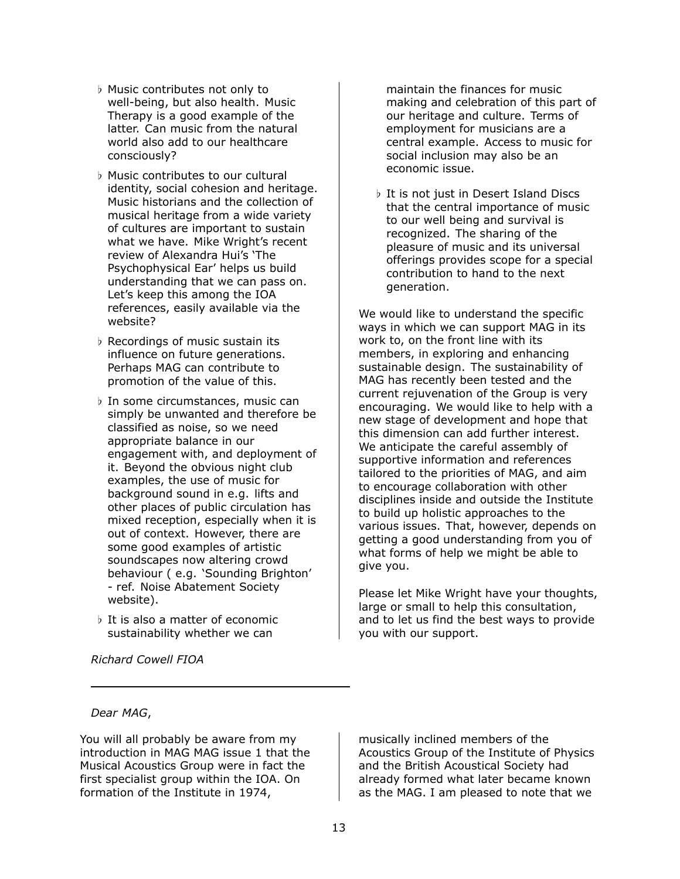- ♭ Music contributes not only to well-being, but also health. Music Therapy is a good example of the latter. Can music from the natural world also add to our healthcare consciously?
- ♭ Music contributes to our cultural identity, social cohesion and heritage. Music historians and the collection of musical heritage from a wide variety of cultures are important to sustain what we have. Mike Wright's recent review of Alexandra Hui's 'The Psychophysical Ear' helps us build understanding that we can pass on. Let's keep this among the IOA references, easily available via the website?
- ♭ Recordings of music sustain its influence on future generations. Perhaps MAG can contribute to promotion of the value of this.
- ♭ In some circumstances, music can simply be unwanted and therefore be classified as noise, so we need appropriate balance in our engagement with, and deployment of it. Beyond the obvious night club examples, the use of music for background sound in e.g. lifts and other places of public circulation has mixed reception, especially when it is out of context. However, there are some good examples of artistic soundscapes now altering crowd behaviour ( e.g. 'Sounding Brighton' - ref. Noise Abatement Society website).
- ♭ It is also a matter of economic sustainability whether we can maintain the finances for music making and celebration of this part of our heritage and culture. Terms of employment for musicians are a central example. Access to music for social inclusion may also be an economic issue.
- ♭ It is not just in Desert Island Discs that the central importance of music to our well being and survival is recognized. The sharing of the pleasure of music and its universal offerings provides scope for a special contribution to hand to the next generation.

We would like to understand the specific ways in which we can support MAG in its work to, on the front line with its members, in exploring and enhancing sustainable design. The sustainability of MAG has recently been tested and the current rejuvenation of the Group is very encouraging. We would like to help with a new stage of development and hope that this dimension can add further interest. We anticipate the careful assembly of supportive information and references tailored to the priorities of MAG, and aim to encourage collaboration with other disciplines inside and outside the Institute to build up holistic approaches to the various issues. That, however, depends on getting a good understanding from you of what forms of help we might be able to give you.

Please let Mike Wright have your thoughts, large or small to help this consultation, and to let us find the best ways to provide you with our support.

*Richard Cowell FIOA*

---

*Dear MAG*,

You will all probably be aware from my introduction in MAG MAG issue 1 that the Musical Acoustics Group were in fact the first specialist group within the IOA. On formation of the Institute in 1974, musically inclined members of the Acoustics Group of the Institute of Physics and the British Acoustical Society had already formed what later became known as the MAG. I am pleased to note that we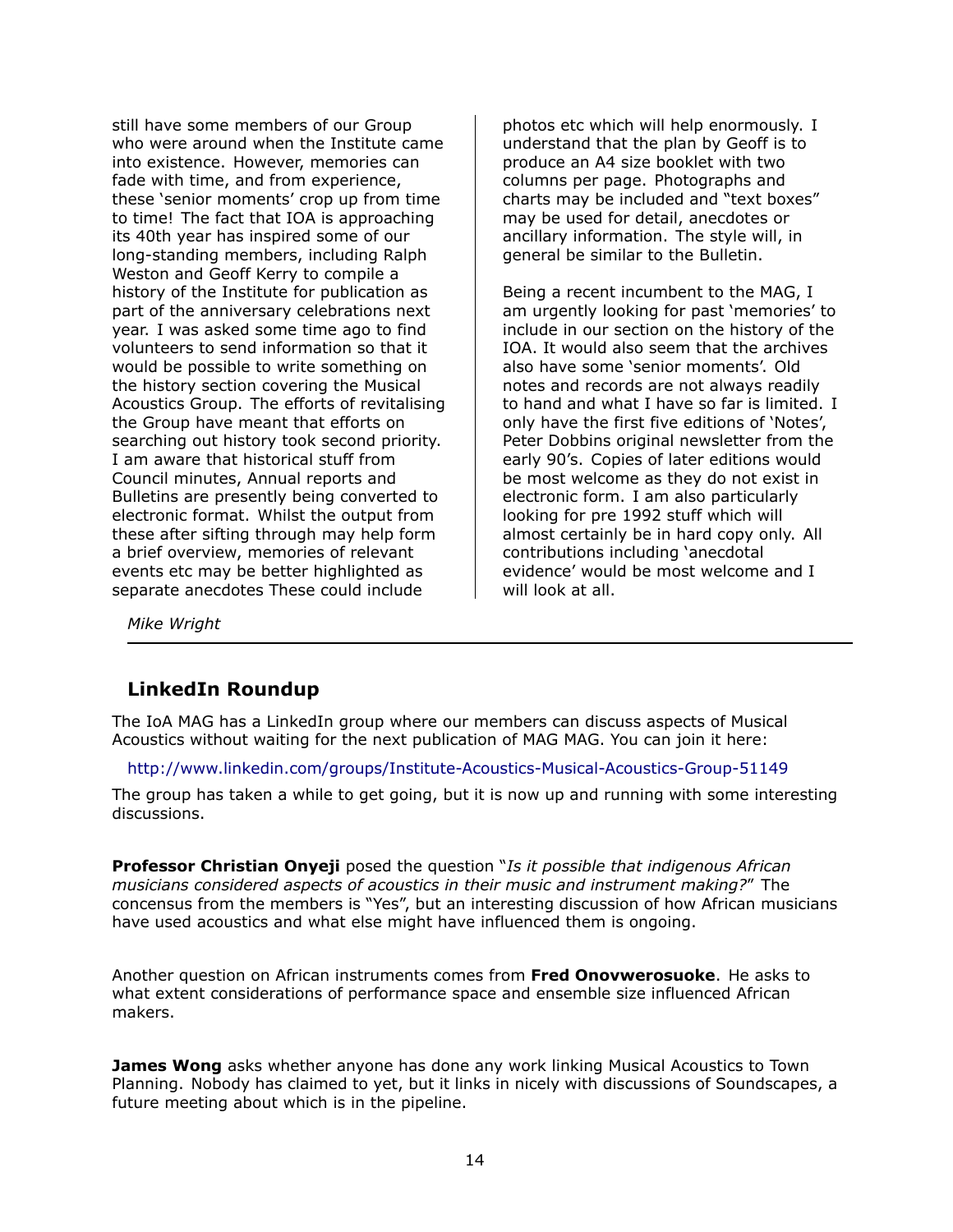still have some members of our Group who were around when the Institute came into existence. However, memories can fade with time, and from experience, these 'senior moments' crop up from time to time! The fact that IOA is approaching its 40th year has inspired some of our long-standing members, including Ralph Weston and Geoff Kerry to compile a history of the Institute for publication as part of the anniversary celebrations next year. I was asked some time ago to find volunteers to send information so that it would be possible to write something on the history section covering the Musical Acoustics Group. The efforts of revitalising the Group have meant that efforts on searching out history took second priority. I am aware that historical stuff from Council minutes, Annual reports and Bulletins are presently being converted to electronic format. Whilst the output from these after sifting through may help form a brief overview, memories of relevant events etc may be better highlighted as separate anecdotes These could include photos etc which will help enormously. I understand that the plan by Geoff is to produce an A4 size booklet with two columns per page. Photographs and charts may be included and "text boxes" may be used for detail, anecdotes or ancillary information. The style will, in general be similar to the Bulletin.

Being a recent incumbent to the MAG, I am urgently looking for past 'memories' to include in our section on the history of the IOA. It would also seem that the archives also have some 'senior moments'. Old notes and records are not always readily to hand and what I have so far is limited. I only have the first five editions of 'Notes', Peter Dobbins original newsletter from the early 90's. Copies of later editions would be most welcome as they do not exist in electronic form. I am also particularly looking for pre 1992 stuff which will almost certainly be in hard copy only. All contributions including 'anecdotal evidence' would be most welcome and I will look at all.

*Mike Wright*

---

## LinkedIn Roundup

The IoA MAG has a LinkedIn group where our members can discuss aspects of Musical Acoustics without waiting for the next publication of MAG MAG. You can join it here:

http://www.linkedin.com/groups/Institute-Acoustics-Musical-Acoustics-Group-51149

The group has taken a while to get going, but it is now up and running with some interesting discussions.

**Professor Christian Onyeji** posed the question "*Is it possible that indigenous African musicians considered aspects of acoustics in their music and instrument making?*" The concensus from the members is "Yes", but an interesting discussion of how African musicians have used acoustics and what else might have influenced them is ongoing.

Another question on African instruments comes from **Fred Onovwerosuoke**. He asks to what extent considerations of performance space and ensemble size influenced African makers.

**James Wong** asks whether anyone has done any work linking Musical Acoustics to Town Planning. Nobody has claimed to yet, but it links in nicely with discussions of Soundscapes, a future meeting about which is in the pipeline.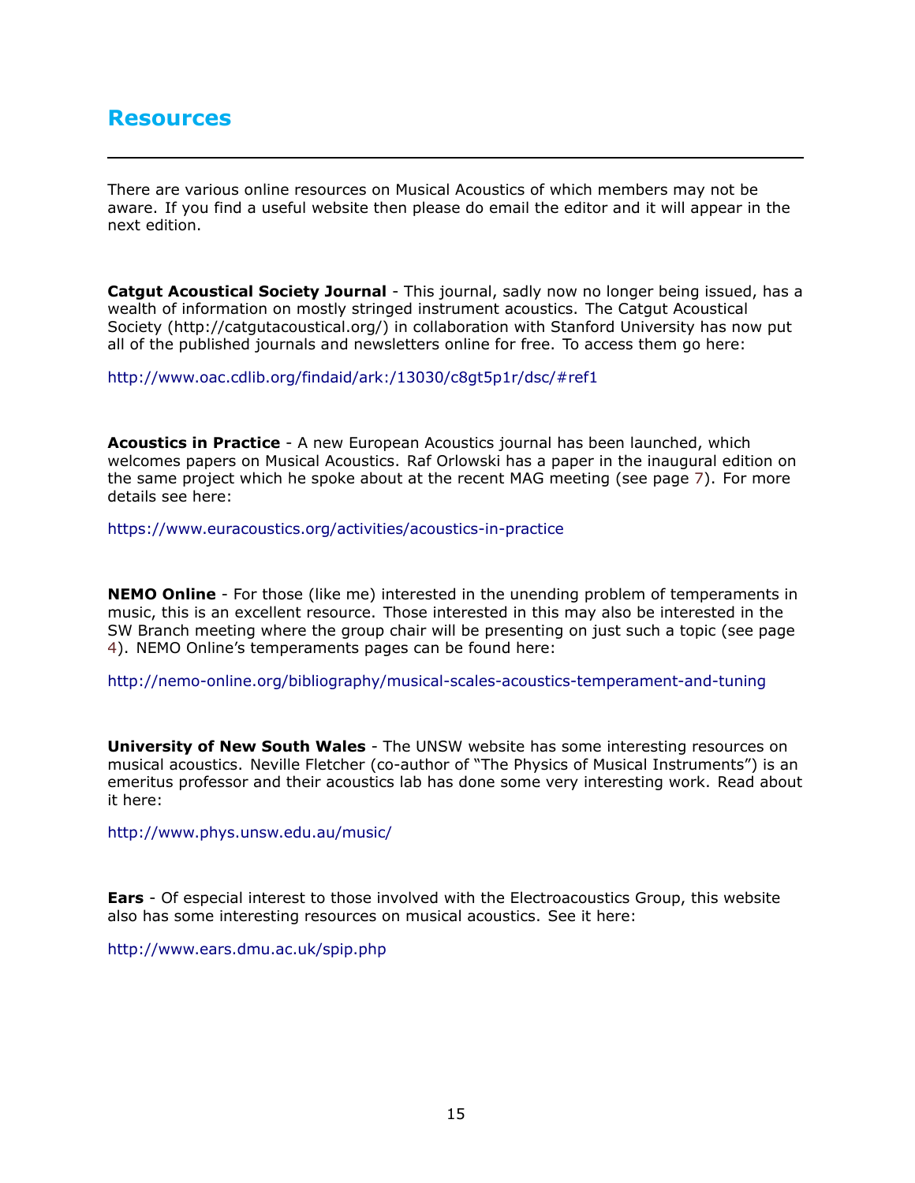# Resources

---

There are various online resources on Musical Acoustics of which members may not be aware. If you find a useful website then please do email the editor and it will appear in the next edition.

**Catgut Acoustical Society Journal** - This journal, sadly now no longer being issued, has a wealth of information on mostly stringed instrument acoustics. The Catgut Acoustical Society (http://catgutacoustical.org/) in collaboration with Stanford University has now put all of the published journals and newsletters online for free. To access them go here:

http://www.oac.cdlib.org/findaid/ark:/13030/c8gt5p1r/dsc/#ref1

**Acoustics in Practice** - A new European Acoustics journal has been launched, which welcomes papers on Musical Acoustics. Raf Orlowski has a paper in the inaugural edition on the same project which he spoke about at the recent MAG meeting (see page 7). For more details see here:

https://www.euracoustics.org/activities/acoustics-in-practice

**NEMO Online** - For those (like me) interested in the unending problem of temperaments in music, this is an excellent resource. Those interested in this may also be interested in the SW Branch meeting where the group chair will be presenting on just such a topic (see page 4). NEMO Online's temperaments pages can be found here:

http://nemo-online.org/bibliography/musical-scales-acoustics-temperament-and-tuning

**University of New South Wales** - The UNSW website has some interesting resources on musical acoustics. Neville Fletcher (co-author of "The Physics of Musical Instruments") is an emeritus professor and their acoustics lab has done some very interesting work. Read about it here:

http://www.phys.unsw.edu.au/music/

**Ears** - Of especial interest to those involved with the Electroacoustics Group, this website also has some interesting resources on musical acoustics. See it here:

http://www.ears.dmu.ac.uk/spip.php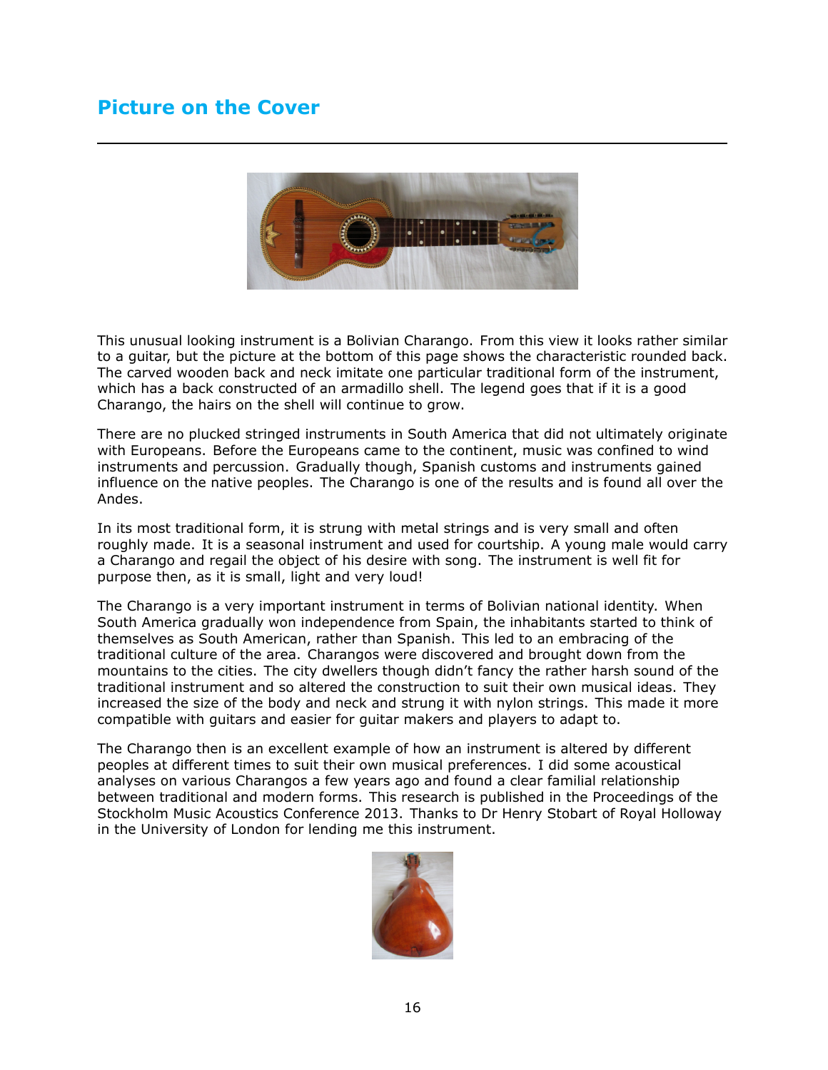## Picture on the Cover

This unusual looking instrument is a Bolivian Charango. From this view it looks rather similar to a guitar, but the picture at the bottom of this page shows the characteristic rounded back. The carved wooden back and neck imitate one particular traditional form of the instrument, which has a back constructed of an armadillo shell. The legend goes that if it is a good Charango, the hairs on the shell will continue to grow.

There are no plucked stringed instruments in South America that did not ultimately originate with Europeans. Before the Europeans came to the continent, music was confined to wind instruments and percussion. Gradually though, Spanish customs and instruments gained influence on the native peoples. The Charango is one of the results and is found all over the Andes.

In its most traditional form, it is strung with metal strings and is very small and often roughly made. It is a seasonal instrument and used for courtship. A young male would carry a Charango and regail the object of his desire with song. The instrument is well fit for purpose then, as it is small, light and very loud!

The Charango is a very important instrument in terms of Bolivian national identity. When South America gradually won independence from Spain, the inhabitants started to think of themselves as South American, rather than Spanish. This led to an embracing of the traditional culture of the area. Charangos were discovered and brought down from the mountains to the cities. The city dwellers though didn't fancy the rather harsh sound of the traditional instrument and so altered the construction to suit their own musical ideas. They increased the size of the body and neck and strung it with nylon strings. This made it more compatible with guitars and easier for guitar makers and players to adapt to.

The Charango then is an excellent example of how an instrument is altered by different peoples at different times to suit their own musical preferences. I did some acoustical analyses on various Charangos a few years ago and found a clear familial relationship between traditional and modern forms. This research is published in the Proceedings of the Stockholm Music Acoustics Conference 2013. Thanks to Dr Henry Stobart of Royal Holloway in the University of London for lending me this instrument.